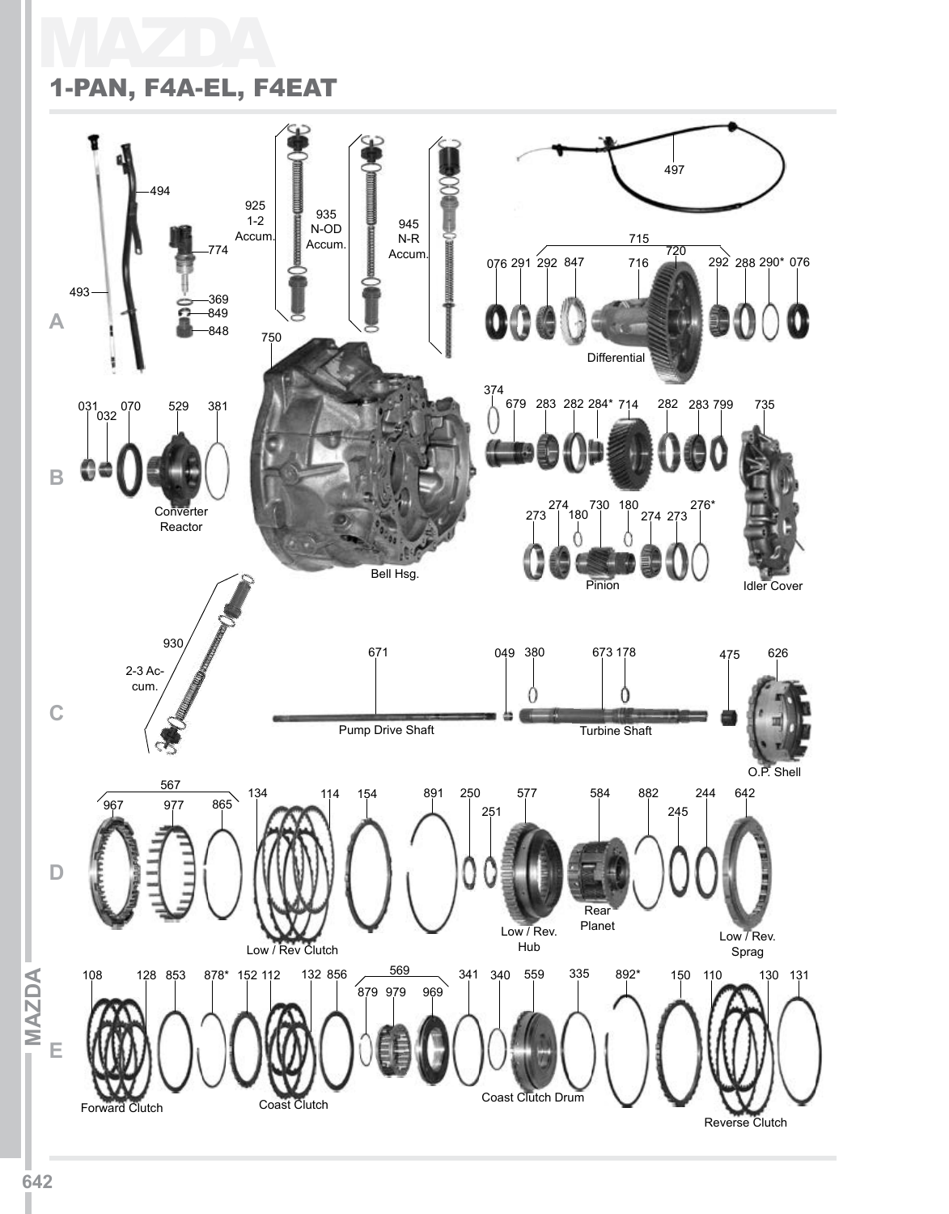# MAZDA

## 1-PAN, F4A-EL, F4EAT

**A**

494
774
369
849
848
493

925 1-2 Accum.
935 N-OD Accum.
945 N-R Accum.

497

715
076 291 292 847 716 720 292 288 290* 076
Differential

750

**B**

031 032 070 529 381
Converter Reactor

Bell Hsg.

374
679 283 282 284* 714 282 283 799 735

273 274 180 730 180 274 273 276*
Pinion
Idler Cover

**C**

930
2-3 Accum.

671
Pump Drive Shaft

049 380 673 178
Turbine Shaft

475 626
O.P. Shell

**D**

567
967 977 865

134 114
Low / Rev Clutch

154 891 250 251 577
Low / Rev. Hub

584
Rear Planet

882 245 244 642
Low / Rev. Sprag

**E**

108 128 853 878* 152 112
Forward Clutch

132 856
Coast Clutch

569
879 979 969

341 340 559 335
Coast Clutch Drum

892* 150 110 130 131
Reverse Clutch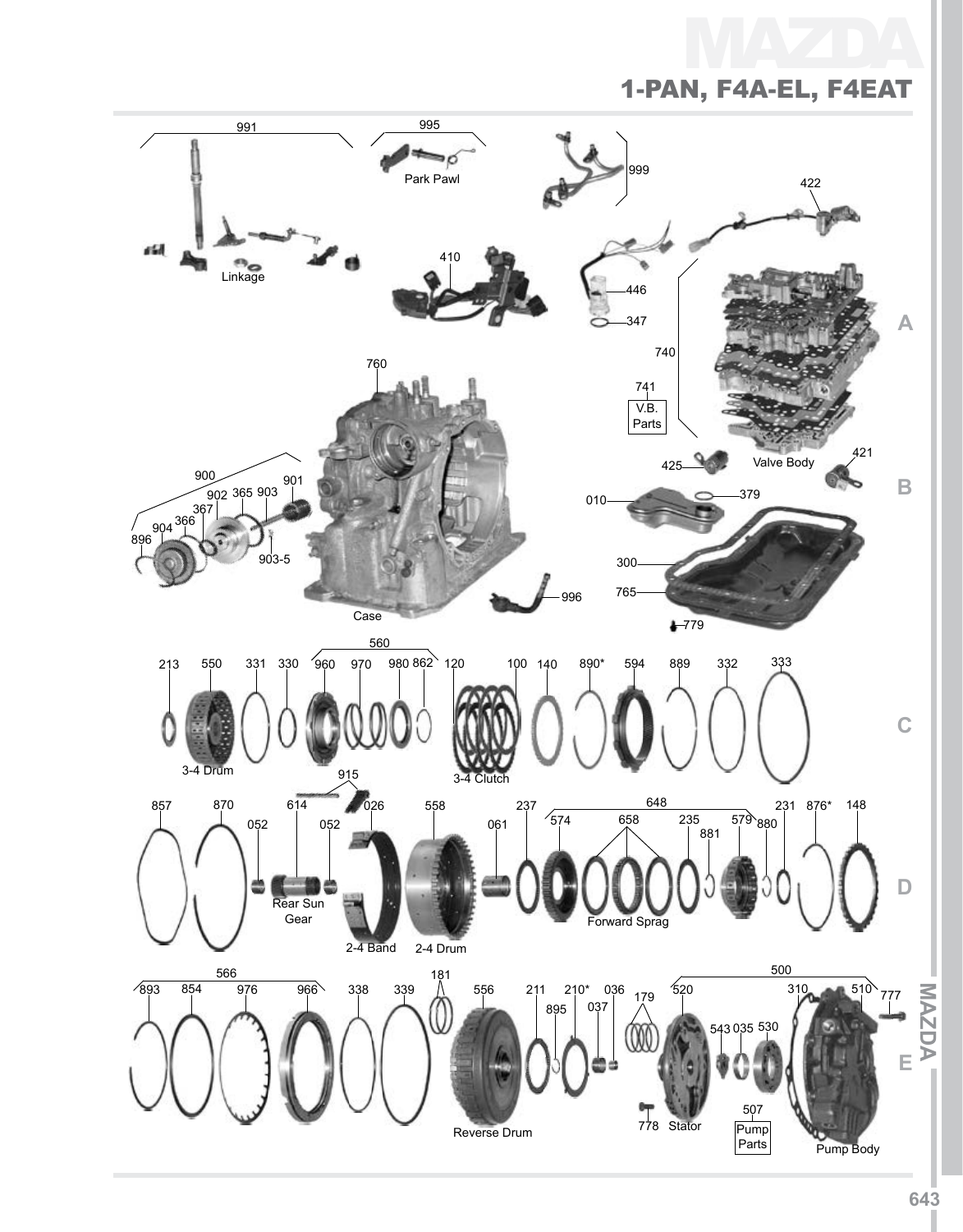# MAZDA

## 1-PAN, F4A-EL, F4EAT

991 Linkage

995 Park Pawl

999

422

410

446

347

740

741 V.B. Parts

Valve Body

421

425

760 Case

900

901

902 365 903

367

366

904

896

903-5

010

379

300

765

996

779

560

213 550 331 330 960 970 980 862 120 100 140 890* 594 889 332 333

3-4 Drum

3-4 Clutch

915

857 870 614 026 558 237 648 231 876* 148

052 052 061 574 658 235 579 880

881

Rear Sun Gear

2-4 Band

2-4 Drum

Forward Sprag

566

893 854 976 966 338 339 181 556 211 210* 036 179

895 037

500

520 310 510 777

543 035 530

778 Stator

507 Pump Parts

Pump Body

MAZDA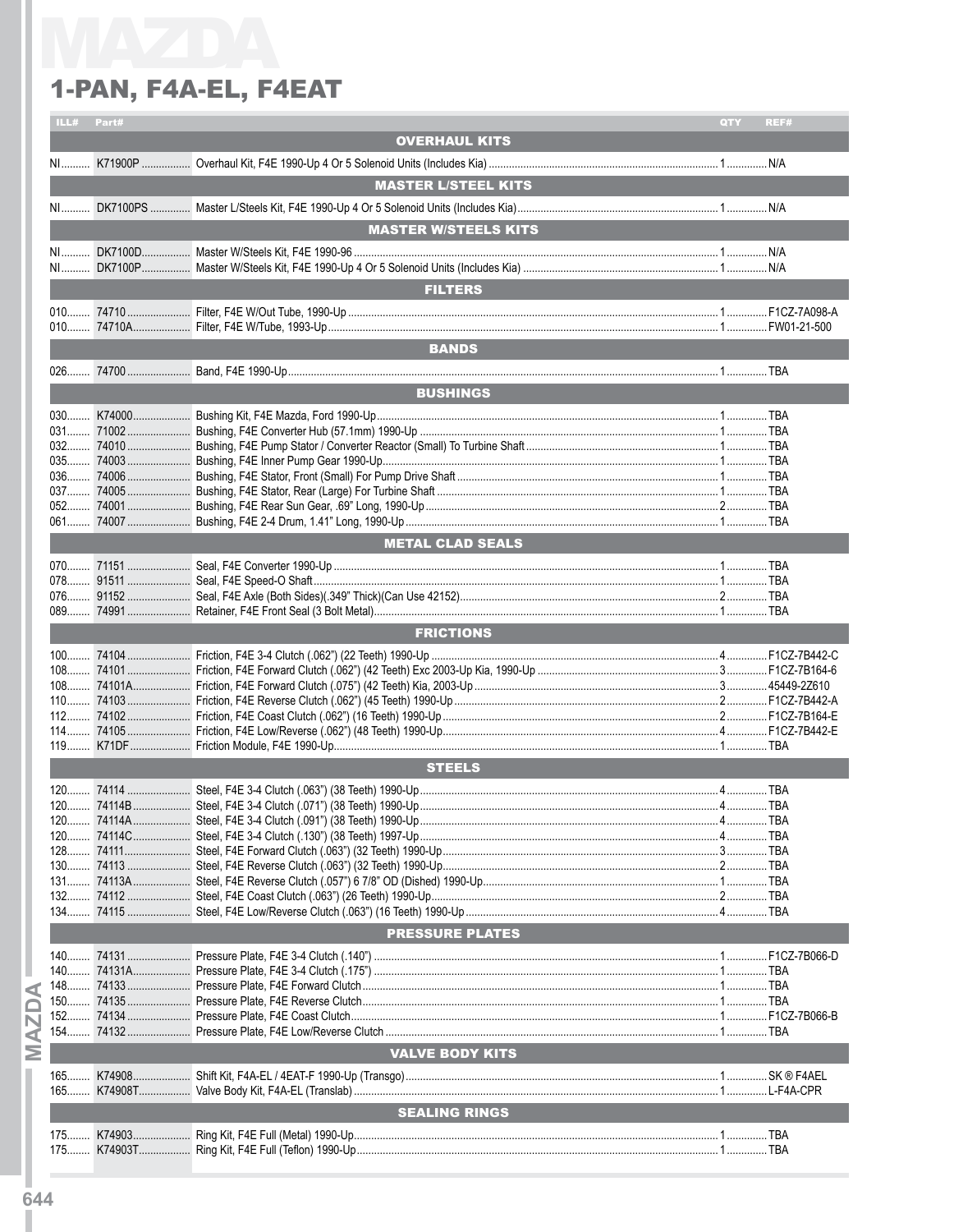# MAZDA

## 1-PAN, F4A-EL, F4EAT

| ILL# | Part# | Description | QTY | REF# |
|---|---|---|---|---|
| | | **OVERHAUL KITS** | | |
| NI | K71900P | Overhaul Kit, F4E 1990-Up 4 Or 5 Solenoid Units (Includes Kia) | 1 | N/A |
| | | **MASTER L/STEEL KITS** | | |
| NI | DK7100PS | Master L/Steels Kit, F4E 1990-Up 4 Or 5 Solenoid Units (Includes Kia) | 1 | N/A |
| | | **MASTER W/STEELS KITS** | | |
| NI | DK7100D | Master W/Steels Kit, F4E 1990-96 | 1 | N/A |
| NI | DK7100P | Master W/Steels Kit, F4E 1990-Up 4 Or 5 Solenoid Units (Includes Kia) | 1 | N/A |
| | | **FILTERS** | | |
| 010 | 74710 | Filter, F4E W/Out Tube, 1990-Up | 1 | F1CZ-7A098-A |
| 010 | 74710A | Filter, F4E W/Tube, 1993-Up | 1 | FW01-21-500 |
| | | **BANDS** | | |
| 026 | 74700 | Band, F4E 1990-Up | 1 | TBA |
| | | **BUSHINGS** | | |
| 030 | K74000 | Bushing Kit, F4E Mazda, Ford 1990-Up | 1 | TBA |
| 031 | 71002 | Bushing, F4E Converter Hub (57.1mm) 1990-Up | 1 | TBA |
| 032 | 74010 | Bushing, F4E Pump Stator / Converter Reactor (Small) To Turbine Shaft | 1 | TBA |
| 035 | 74003 | Bushing, F4E Inner Pump Gear 1990-Up | 1 | TBA |
| 036 | 74006 | Bushing, F4E Stator, Front (Small) For Pump Drive Shaft | 1 | TBA |
| 037 | 74005 | Bushing, F4E Stator, Rear (Large) For Turbine Shaft | 1 | TBA |
| 052 | 74001 | Bushing, F4E Rear Sun Gear, .69" Long, 1990-Up | 2 | TBA |
| 061 | 74007 | Bushing, F4E 2-4 Drum, 1.41" Long, 1990-Up | 1 | TBA |
| | | **METAL CLAD SEALS** | | |
| 070 | 71151 | Seal, F4E Converter 1990-Up | 1 | TBA |
| 078 | 91511 | Seal, F4E Speed-O Shaft | 1 | TBA |
| 076 | 91152 | Seal, F4E Axle (Both Sides)(.349" Thick)(Can Use 42152) | 2 | TBA |
| 089 | 74991 | Retainer, F4E Front Seal (3 Bolt Metal) | 1 | TBA |
| | | **FRICTIONS** | | |
| 100 | 74104 | Friction, F4E 3-4 Clutch (.062") (22 Teeth) 1990-Up | 4 | F1CZ-7B442-C |
| 108 | 74101 | Friction, F4E Forward Clutch (.062") (42 Teeth) Exc 2003-Up Kia, 1990-Up | 3 | F1CZ-7B164-6 |
| 108 | 74101A | Friction, F4E Forward Clutch (.075") (42 Teeth) Kia, 2003-Up | 3 | 45449-2Z610 |
| 110 | 74103 | Friction, F4E Reverse Clutch (.062") (45 Teeth) 1990-Up | 2 | F1CZ-7B442-A |
| 112 | 74102 | Friction, F4E Coast Clutch (.062") (16 Teeth) 1990-Up | 2 | F1CZ-7B164-E |
| 114 | 74105 | Friction, F4E Low/Reverse (.062") (48 Teeth) 1990-Up | 4 | F1CZ-7B442-E |
| 119 | K71DF | Friction Module, F4E 1990-Up | 1 | TBA |
| | | **STEELS** | | |
| 120 | 74114 | Steel, F4E 3-4 Clutch (.063") (38 Teeth) 1990-Up | 4 | TBA |
| 120 | 74114B | Steel, F4E 3-4 Clutch (.071") (38 Teeth) 1990-Up | 4 | TBA |
| 120 | 74114A | Steel, F4E 3-4 Clutch (.091") (38 Teeth) 1990-Up | 4 | TBA |
| 120 | 74114C | Steel, F4E 3-4 Clutch (.130") (38 Teeth) 1997-Up | 4 | TBA |
| 128 | 74111 | Steel, F4E Forward Clutch (.063") (32 Teeth) 1990-Up | 3 | TBA |
| 130 | 74113 | Steel, F4E Reverse Clutch (.063") (32 Teeth) 1990-Up | 2 | TBA |
| 131 | 74113A | Steel, F4E Reverse Clutch (.057") 6 7/8" OD (Dished) 1990-Up | 1 | TBA |
| 132 | 74112 | Steel, F4E Coast Clutch (.063") (26 Teeth) 1990-Up | 2 | TBA |
| 134 | 74115 | Steel, F4E Low/Reverse Clutch (.063") (16 Teeth) 1990-Up | 4 | TBA |
| | | **PRESSURE PLATES** | | |
| 140 | 74131 | Pressure Plate, F4E 3-4 Clutch (.140") | 1 | F1CZ-7B066-D |
| 140 | 74131A | Pressure Plate, F4E 3-4 Clutch (.175") | 1 | TBA |
| 148 | 74133 | Pressure Plate, F4E Forward Clutch | 1 | TBA |
| 150 | 74135 | Pressure Plate, F4E Reverse Clutch | 1 | TBA |
| 152 | 74134 | Pressure Plate, F4E Coast Clutch | 1 | F1CZ-7B066-B |
| 154 | 74132 | Pressure Plate, F4E Low/Reverse Clutch | 1 | TBA |
| | | **VALVE BODY KITS** | | |
| 165 | K74908 | Shift Kit, F4A-EL / 4EAT-F 1990-Up (Transgo) | 1 | SK ® F4AEL |
| 165 | K74908T | Valve Body Kit, F4A-EL (Translab) | 1 | L-F4A-CPR |
| | | **SEALING RINGS** | | |
| 175 | K74903 | Ring Kit, F4E Full (Metal) 1990-Up | 1 | TBA |
| 175 | K74903T | Ring Kit, F4E Full (Teflon) 1990-Up | 1 | TBA |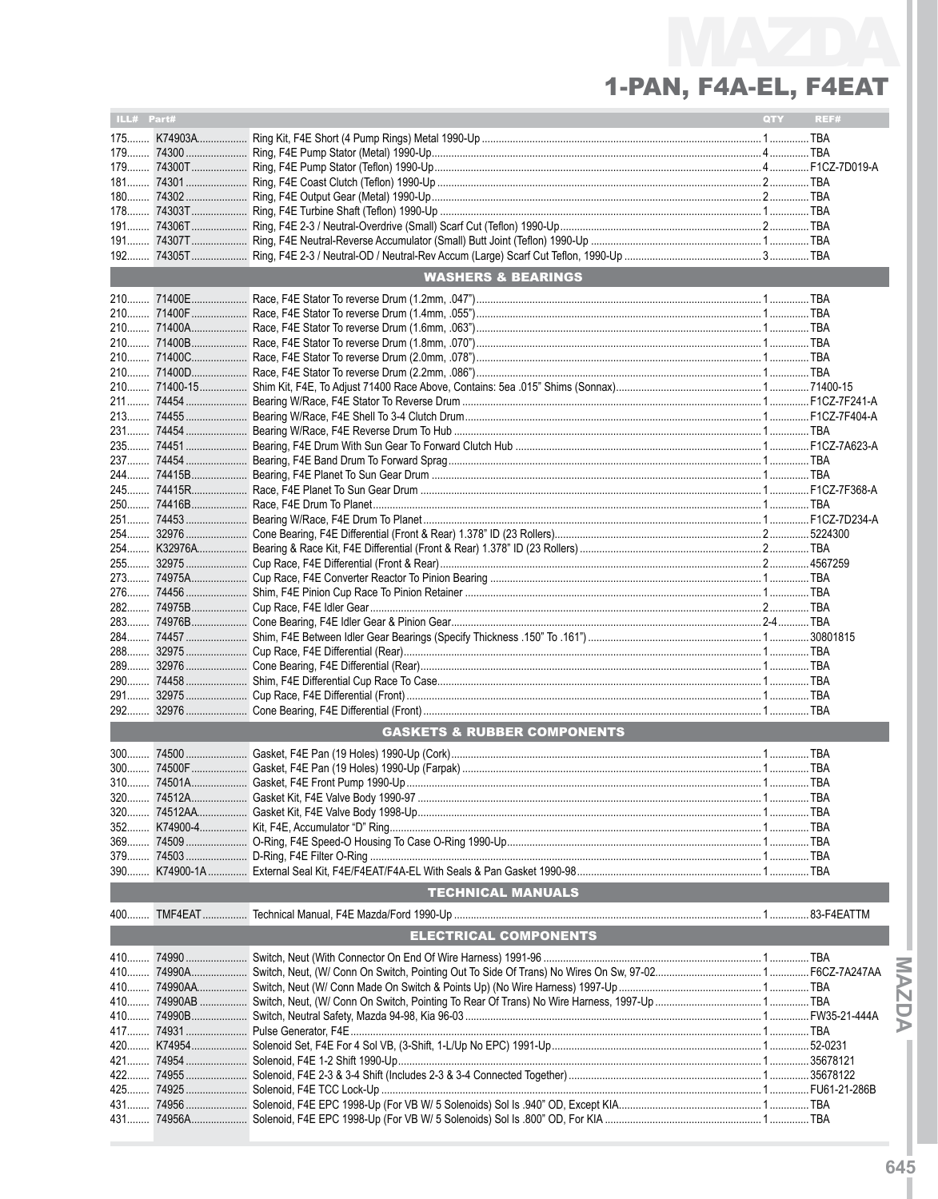# MAZDA

## 1-PAN, F4A-EL, F4EAT

| ILL# | Part# | | QTY | REF# |
|---|---|---|---|---|
| 175 | K74903A | Ring Kit, F4E Short (4 Pump Rings) Metal 1990-Up | 1 | TBA |
| 179 | 74300 | Ring, F4E Pump Stator (Metal) 1990-Up | 4 | TBA |
| 179 | 74300T | Ring, F4E Pump Stator (Teflon) 1990-Up | 4 | F1CZ-7D019-A |
| 181 | 74301 | Ring, F4E Coast Clutch (Teflon) 1990-Up | 2 | TBA |
| 180 | 74302 | Ring, F4E Output Gear (Metal) 1990-Up | 2 | TBA |
| 178 | 74303T | Ring, F4E Turbine Shaft (Teflon) 1990-Up | 1 | TBA |
| 191 | 74306T | Ring, F4E 2-3 / Neutral-Overdrive (Small) Scarf Cut (Teflon) 1990-Up | 2 | TBA |
| 191 | 74307T | Ring, F4E Neutral-Reverse Accumulator (Small) Butt Joint (Teflon) 1990-Up | 1 | TBA |
| 192 | 74305T | Ring, F4E 2-3 / Neutral-OD / Neutral-Rev Accum (Large) Scarf Cut Teflon, 1990-Up | 3 | TBA |
| | | **WASHERS & BEARINGS** | | |
| 210 | 71400E | Race, F4E Stator To reverse Drum (1.2mm, .047") | 1 | TBA |
| 210 | 71400F | Race, F4E Stator To reverse Drum (1.4mm, .055") | 1 | TBA |
| 210 | 71400A | Race, F4E Stator To reverse Drum (1.6mm, .063") | 1 | TBA |
| 210 | 71400B | Race, F4E Stator To reverse Drum (1.8mm, .070") | 1 | TBA |
| 210 | 71400C | Race, F4E Stator To reverse Drum (2.0mm, .078") | 1 | TBA |
| 210 | 71400D | Race, F4E Stator To reverse Drum (2.2mm, .086") | 1 | TBA |
| 210 | 71400-15 | Shim Kit, F4E, To Adjust 71400 Race Above, Contains: 5ea .015" Shims (Sonnax) | 1 | 71400-15 |
| 211 | 74454 | Bearing W/Race, F4E Stator To Reverse Drum | 1 | F1CZ-7F241-A |
| 213 | 74455 | Bearing W/Race, F4E Shell To 3-4 Clutch Drum | 1 | F1CZ-7F404-A |
| 231 | 74454 | Bearing W/Race, F4E Reverse Drum To Hub | 1 | TBA |
| 235 | 74451 | Bearing, F4E Drum With Sun Gear To Forward Clutch Hub | 1 | F1CZ-7A623-A |
| 237 | 74454 | Bearing, F4E Band Drum To Forward Sprag | 1 | TBA |
| 244 | 74415B | Bearing, F4E Planet To Sun Gear Drum | 1 | TBA |
| 245 | 74415R | Race, F4E Planet To Sun Gear Drum | 1 | F1CZ-7F368-A |
| 250 | 74416B | Race, F4E Drum To Planet | 1 | TBA |
| 251 | 74453 | Bearing W/Race, F4E Drum To Planet | 1 | F1CZ-7D234-A |
| 254 | 32976 | Cone Bearing, F4E Differential (Front & Rear) 1.378" ID (23 Rollers) | 2 | 5224300 |
| 254 | K32976A | Bearing & Race Kit, F4E Differential (Front & Rear) 1.378" ID (23 Rollers) | 2 | TBA |
| 255 | 32975 | Cup Race, F4E Differential (Front & Rear) | 2 | 4567259 |
| 273 | 74975A | Cup Race, F4E Converter Reactor To Pinion Bearing | 1 | TBA |
| 276 | 74456 | Shim, F4E Pinion Cup Race To Pinion Retainer | 1 | TBA |
| 282 | 74975B | Cup Race, F4E Idler Gear | 2 | TBA |
| 283 | 74976B | Cone Bearing, F4E Idler Gear & Pinion Gear | 2-4 | TBA |
| 284 | 74457 | Shim, F4E Between Idler Gear Bearings (Specify Thickness .150" To .161") | 1 | 30801815 |
| 288 | 32975 | Cup Race, F4E Differential (Rear) | 1 | TBA |
| 289 | 32976 | Cone Bearing, F4E Differential (Rear) | 1 | TBA |
| 290 | 74458 | Shim, F4E Differential Cup Race To Case | 1 | TBA |
| 291 | 32975 | Cup Race, F4E Differential (Front) | 1 | TBA |
| 292 | 32976 | Cone Bearing, F4E Differential (Front) | 1 | TBA |
| | | **GASKETS & RUBBER COMPONENTS** | | |
| 300 | 74500 | Gasket, F4E Pan (19 Holes) 1990-Up (Cork) | 1 | TBA |
| 300 | 74500F | Gasket, F4E Pan (19 Holes) 1990-Up (Farpak) | 1 | TBA |
| 310 | 74501A | Gasket, F4E Front Pump 1990-Up | 1 | TBA |
| 320 | 74512A | Gasket Kit, F4E Valve Body 1990-97 | 1 | TBA |
| 320 | 74512AA | Gasket Kit, F4E Valve Body 1998-Up | 1 | TBA |
| 352 | K74900-4 | Kit, F4E, Accumulator "D" Ring | 1 | TBA |
| 369 | 74509 | O-Ring, F4E Speed-O Housing To Case O-Ring 1990-Up | 1 | TBA |
| 379 | 74503 | D-Ring, F4E Filter O-Ring | 1 | TBA |
| 390 | K74900-1A | External Seal Kit, F4E/F4EAT/F4A-EL With Seals & Pan Gasket 1990-98 | 1 | TBA |
| | | **TECHNICAL MANUALS** | | |
| 400 | TMF4EAT | Technical Manual, F4E Mazda/Ford 1990-Up | 1 | 83-F4EATTM |
| | | **ELECTRICAL COMPONENTS** | | |
| 410 | 74990 | Switch, Neut (With Connector On End Of Wire Harness) 1991-96 | 1 | TBA |
| 410 | 74990A | Switch, Neut, (W/ Conn On Switch, Pointing Out To Side Of Trans) No Wires On Sw, 97-02 | 1 | F6CZ-7A247AA |
| 410 | 74990AA | Switch, Neut (W/ Conn Made On Switch & Points Up) (No Wire Harness) 1997-Up | 1 | TBA |
| 410 | 74990AB | Switch, Neut, (W/ Conn On Switch, Pointing To Rear Of Trans) No Wire Harness, 1997-Up | 1 | TBA |
| 410 | 74990B | Switch, Neutral Safety, Mazda 94-98, Kia 96-03 | 1 | FW35-21-444A |
| 417 | 74931 | Pulse Generator, F4E | 1 | TBA |
| 420 | K74954 | Solenoid Set, F4E For 4 Sol VB, (3-Shift, 1-L/Up No EPC) 1991-Up | 1 | 52-0231 |
| 421 | 74954 | Solenoid, F4E 1-2 Shift 1990-Up | 1 | 35678121 |
| 422 | 74955 | Solenoid, F4E 2-3 & 3-4 Shift (Includes 2-3 & 3-4 Connected Together) | 1 | 35678122 |
| 425 | 74925 | Solenoid, F4E TCC Lock-Up | 1 | FU61-21-286B |
| 431 | 74956 | Solenoid, F4E EPC 1998-Up (For VB W/ 5 Solenoids) Sol Is .940" OD, Except KIA | 1 | TBA |
| 431 | 74956A | Solenoid, F4E EPC 1998-Up (For VB W/ 5 Solenoids) Sol Is .800" OD, For KIA | 1 | TBA |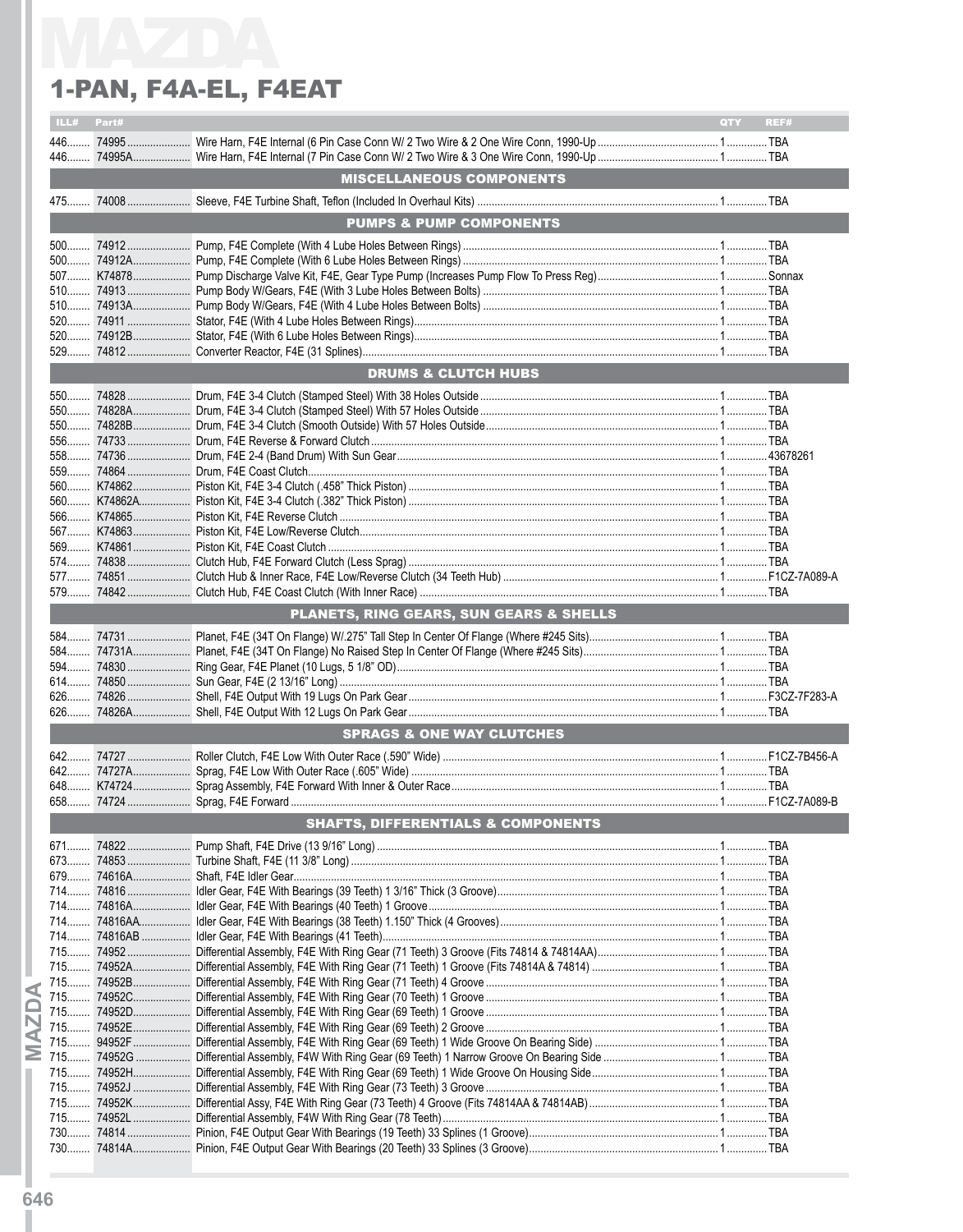# MAZDA

## 1-PAN, F4A-EL, F4EAT

| ILL# | Part# | | QTY | REF# |
|---|---|---|---|---|
| 446 | 74995 | Wire Harn, F4E Internal (6 Pin Case Conn W/ 2 Two Wire & 2 One Wire Conn, 1990-Up | 1 | TBA |
| 446 | 74995A | Wire Harn, F4E Internal (7 Pin Case Conn W/ 2 Two Wire & 3 One Wire Conn, 1990-Up | 1 | TBA |
| | | **MISCELLANEOUS COMPONENTS** | | |
| 475 | 74008 | Sleeve, F4E Turbine Shaft, Teflon (Included In Overhaul Kits) | 1 | TBA |
| | | **PUMPS & PUMP COMPONENTS** | | |
| 500 | 74912 | Pump, F4E Complete (With 4 Lube Holes Between Rings) | 1 | TBA |
| 500 | 74912A | Pump, F4E Complete (With 6 Lube Holes Between Rings) | 1 | TBA |
| 507 | K74878 | Pump Discharge Valve Kit, F4E, Gear Type Pump (Increases Pump Flow To Press Reg) | 1 | Sonnax |
| 510 | 74913 | Pump Body W/Gears, F4E (With 3 Lube Holes Between Bolts) | 1 | TBA |
| 510 | 74913A | Pump Body W/Gears, F4E (With 4 Lube Holes Between Bolts) | 1 | TBA |
| 520 | 74911 | Stator, F4E (With 4 Lube Holes Between Rings) | 1 | TBA |
| 520 | 74912B | Stator, F4E (With 6 Lube Holes Between Rings) | 1 | TBA |
| 529 | 74812 | Converter Reactor, F4E (31 Splines) | 1 | TBA |
| | | **DRUMS & CLUTCH HUBS** | | |
| 550 | 74828 | Drum, F4E 3-4 Clutch (Stamped Steel) With 38 Holes Outside | 1 | TBA |
| 550 | 74828A | Drum, F4E 3-4 Clutch (Stamped Steel) With 57 Holes Outside | 1 | TBA |
| 550 | 74828B | Drum, F4E 3-4 Clutch (Smooth Outside) With 57 Holes Outside | 1 | TBA |
| 556 | 74733 | Drum, F4E Reverse & Forward Clutch | 1 | TBA |
| 558 | 74736 | Drum, F4E 2-4 (Band Drum) With Sun Gear | 1 | 43678261 |
| 559 | 74864 | Drum, F4E Coast Clutch | 1 | TBA |
| 560 | K74862 | Piston Kit, F4E 3-4 Clutch (.458" Thick Piston) | 1 | TBA |
| 560 | K74862A | Piston Kit, F4E 3-4 Clutch (.382" Thick Piston) | 1 | TBA |
| 566 | K74865 | Piston Kit, F4E Reverse Clutch | 1 | TBA |
| 567 | K74863 | Piston Kit, F4E Low/Reverse Clutch | 1 | TBA |
| 569 | K74861 | Piston Kit, F4E Coast Clutch | 1 | TBA |
| 574 | 74838 | Clutch Hub, F4E Forward Clutch (Less Sprag) | 1 | TBA |
| 577 | 74851 | Clutch Hub & Inner Race, F4E Low/Reverse Clutch (34 Teeth Hub) | 1 | F1CZ-7A089-A |
| 579 | 74842 | Clutch Hub, F4E Coast Clutch (With Inner Race) | 1 | TBA |
| | | **PLANETS, RING GEARS, SUN GEARS & SHELLS** | | |
| 584 | 74731 | Planet, F4E (34T On Flange) W/.275" Tall Step In Center Of Flange (Where #245 Sits) | 1 | TBA |
| 584 | 74731A | Planet, F4E (34T On Flange) No Raised Step In Center Of Flange (Where #245 Sits) | 1 | TBA |
| 594 | 74830 | Ring Gear, F4E Planet (10 Lugs, 5 1/8" OD) | 1 | TBA |
| 614 | 74850 | Sun Gear, F4E (2 13/16" Long) | 1 | TBA |
| 626 | 74826 | Shell, F4E Output With 19 Lugs On Park Gear | 1 | F3CZ-7F283-A |
| 626 | 74826A | Shell, F4E Output With 12 Lugs On Park Gear | 1 | TBA |
| | | **SPRAGS & ONE WAY CLUTCHES** | | |
| 642 | 74727 | Roller Clutch, F4E Low With Outer Race (.590" Wide) | 1 | F1CZ-7B456-A |
| 642 | 74727A | Sprag, F4E Low With Outer Race (.605" Wide) | 1 | TBA |
| 648 | K74724 | Sprag Assembly, F4E Forward With Inner & Outer Race | 1 | TBA |
| 658 | 74724 | Sprag, F4E Forward | 1 | F1CZ-7A089-B |
| | | **SHAFTS, DIFFERENTIALS & COMPONENTS** | | |
| 671 | 74822 | Pump Shaft, F4E Drive (13 9/16" Long) | 1 | TBA |
| 673 | 74853 | Turbine Shaft, F4E (11 3/8" Long) | 1 | TBA |
| 679 | 74616A | Shaft, F4E Idler Gear | 1 | TBA |
| 714 | 74816 | Idler Gear, F4E With Bearings (39 Teeth) 1 3/16" Thick (3 Groove) | 1 | TBA |
| 714 | 74816A | Idler Gear, F4E With Bearings (40 Teeth) 1 Groove | 1 | TBA |
| 714 | 74816AA | Idler Gear, F4E With Bearings (38 Teeth) 1.150" Thick (4 Grooves) | 1 | TBA |
| 714 | 74816AB | Idler Gear, F4E With Bearings (41 Teeth) | 1 | TBA |
| 715 | 74952 | Differential Assembly, F4E With Ring Gear (71 Teeth) 3 Groove (Fits 74814 & 74814AA) | 1 | TBA |
| 715 | 74952A | Differential Assembly, F4E With Ring Gear (71 Teeth) 1 Groove (Fits 74814A & 74814) | 1 | TBA |
| 715 | 74952B | Differential Assembly, F4E With Ring Gear (71 Teeth) 4 Groove | 1 | TBA |
| 715 | 74952C | Differential Assembly, F4E With Ring Gear (70 Teeth) 1 Groove | 1 | TBA |
| 715 | 74952D | Differential Assembly, F4E With Ring Gear (69 Teeth) 1 Groove | 1 | TBA |
| 715 | 74952E | Differential Assembly, F4E With Ring Gear (69 Teeth) 2 Groove | 1 | TBA |
| 715 | 94952F | Differential Assembly, F4E With Ring Gear (69 Teeth) 1 Wide Groove On Bearing Side) | 1 | TBA |
| 715 | 74952G | Differential Assembly, F4W With Ring Gear (69 Teeth) 1 Narrow Groove On Bearing Side | 1 | TBA |
| 715 | 74952H | Differential Assembly, F4E With Ring Gear (69 Teeth) 1 Wide Groove On Housing Side | 1 | TBA |
| 715 | 74952J | Differential Assembly, F4E With Ring Gear (73 Teeth) 3 Groove | 1 | TBA |
| 715 | 74952K | Differential Assy, F4E With Ring Gear (73 Teeth) 4 Groove (Fits 74814AA & 74814AB) | 1 | TBA |
| 715 | 74952L | Differential Assembly, F4W With Ring Gear (78 Teeth) | 1 | TBA |
| 730 | 74814 | Pinion, F4E Output Gear With Bearings (19 Teeth) 33 Splines (1 Groove) | 1 | TBA |
| 730 | 74814A | Pinion, F4E Output Gear With Bearings (20 Teeth) 33 Splines (3 Groove) | 1 | TBA |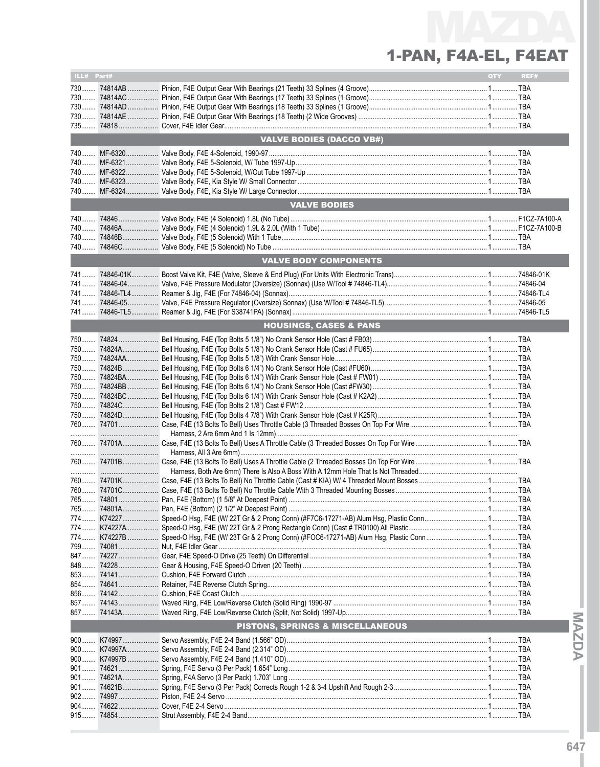# MAZDA

## 1-PAN, F4A-EL, F4EAT

| ILL# | Part# | | QTY | REF# |
|---|---|---|---|---|
| 730 | 74814AB | Pinion, F4E Output Gear With Bearings (21 Teeth) 33 Splines (4 Groove) | 1 | TBA |
| 730 | 74814AC | Pinion, F4E Output Gear With Bearings (17 Teeth) 33 Splines (1 Groove) | 1 | TBA |
| 730 | 74814AD | Pinion, F4E Output Gear With Bearings (18 Teeth) 33 Splines (1 Groove) | 1 | TBA |
| 730 | 74814AE | Pinion, F4E Output Gear With Bearings (18 Teeth) (2 Wide Grooves) | 1 | TBA |
| 735 | 74818 | Cover, F4E Idler Gear | 1 | TBA |
| | | **VALVE BODIES (DACCO VB#)** | | |
| 740 | MF-6320 | Valve Body, F4E 4-Solenoid, 1990-97 | 1 | TBA |
| 740 | MF-6321 | Valve Body, F4E 5-Solenoid, W/ Tube 1997-Up | 1 | TBA |
| 740 | MF-6322 | Valve Body, F4E 5-Solenoid, W/Out Tube 1997-Up | 1 | TBA |
| 740 | MF-6323 | Valve Body, F4E, Kia Style W/ Small Connector | 1 | TBA |
| 740 | MF-6324 | Valve Body, F4E, Kia Style W/ Large Connector | 1 | TBA |
| | | **VALVE BODIES** | | |
| 740 | 74846 | Valve Body, F4E (4 Solenoid) 1.8L (No Tube) | 1 | F1CZ-7A100-A |
| 740 | 74846A | Valve Body, F4E (4 Solenoid) 1.9L & 2.0L (With 1 Tube) | 1 | F1CZ-7A100-B |
| 740 | 74846B | Valve Body, F4E (5 Solenoid) With 1 Tube | 1 | TBA |
| 740 | 74846C | Valve Body, F4E (5 Solenoid) No Tube | 1 | TBA |
| | | **VALVE BODY COMPONENTS** | | |
| 741 | 74846-01K | Boost Valve Kit, F4E (Valve, Sleeve & End Plug) (For Units With Electronic Trans) | 1 | 74846-01K |
| 741 | 74846-04 | Valve, F4E Pressure Modulator (Oversize) (Sonnax) (Use W/Tool # 74846-TL4) | 1 | 74846-04 |
| 741 | 74846-TL4 | Reamer & Jig, F4E (For 74846-04) (Sonnax) | 1 | 74846-TL4 |
| 741 | 74846-05 | Valve, F4E Pressure Regulator (Oversize) Sonnax) (Use W/Tool # 74846-TL5) | 1 | 74846-05 |
| 741 | 74846-TL5 | Reamer & Jig, F4E (For S38741PA) (Sonnax) | 1 | 74846-TL5 |
| | | **HOUSINGS, CASES & PANS** | | |
| 750 | 74824 | Bell Housing, F4E (Top Bolts 5 1/8") No Crank Sensor Hole (Cast # FB03) | 1 | TBA |
| 750 | 74824A | Bell Housing, F4E (Top Bolts 5 1/8") No Crank Sensor Hole (Cast # FU65) | 1 | TBA |
| 750 | 74824AA | Bell Housing, F4E (Top Bolts 5 1/8") With Crank Sensor Hole | 1 | TBA |
| 750 | 74824B | Bell Housing, F4E (Top Bolts 6 1/4") No Crank Sensor Hole (Cast #FU60) | 1 | TBA |
| 750 | 74824BA | Bell Housing, F4E (Top Bolts 6 1/4") With Crank Sensor Hole (Cast # FW01) | 1 | TBA |
| 750 | 74824BB | Bell Housing, F4E (Top Bolts 6 1/4") No Crank Sensor Hole (Cast #FW30) | 1 | TBA |
| 750 | 74824BC | Bell Housing, F4E (Top Bolts 6 1/4") With Crank Sensor Hole (Cast # K2A2) | 1 | TBA |
| 750 | 74824C | Bell Housing, F4E (Top Bolts 2 1/8") Cast # FW12 | 1 | TBA |
| 750 | 74824D | Bell Housing, F4E (Top Bolts 4 7/8") With Crank Sensor Hole (Cast # K25R) | 1 | TBA |
| 760 | 74701 | Case, F4E (13 Bolts To Bell) Uses Throttle Cable (3 Threaded Bosses On Top For Wire Harness, 2 Are 6mm And 1 Is 12mm) | 1 | TBA |
| 760 | 74701A | Case, F4E (13 Bolts To Bell) Uses A Throttle Cable (3 Threaded Bosses On Top For Wire Harness, All 3 Are 6mm) | 1 | TBA |
| 760 | 74701B | Case, F4E (13 Bolts To Bell) Uses A Throttle Cable (2 Threaded Bosses On Top For Wire Harness, Both Are 6mm) There Is Also A Boss With A 12mm Hole That Is Not Threaded | 1 | TBA |
| 760 | 74701K | Case, F4E (13 Bolts To Bell) No Throttle Cable (Cast # KIA) W/ 4 Threaded Mount Bosses | 1 | TBA |
| 760 | 74701C | Case, F4E (13 Bolts To Bell) No Throttle Cable With 3 Threaded Mounting Bosses | 1 | TBA |
| 765 | 74801 | Pan, F4E (Bottom) (1 5/8" At Deepest Point) | 1 | TBA |
| 765 | 74801A | Pan, F4E (Bottom) (2 1/2" At Deepest Point) | 1 | TBA |
| 774 | K74227 | Speed-O Hsg, F4E (W/ 22T Gr & 2 Prong Conn) (#F7C6-17271-AB) Alum Hsg, Plastic Conn | 1 | TBA |
| 774 | K74227A | Speed-O Hsg, F4E (W/ 22T Gr & 2 Prong Rectangle Conn) (Cast # TR0100) All Plastic | 1 | TBA |
| 774 | K74227B | Speed-O Hsg, F4E (W/ 23T Gr & 2 Prong Conn) (#FOC6-17271-AB) Alum Hsg, Plastic Conn | 1 | TBA |
| 799 | 74081 | Nut, F4E Idler Gear | 1 | TBA |
| 847 | 74227 | Gear, F4E Speed-O Drive (25 Teeth) On Differential | 1 | TBA |
| 848 | 74228 | Gear & Housing, F4E Speed-O Driven (20 Teeth) | 1 | TBA |
| 853 | 74141 | Cushion, F4E Forward Clutch | 1 | TBA |
| 854 | 74641 | Retainer, F4E Reverse Clutch Spring | 1 | TBA |
| 856 | 74142 | Cushion, F4E Coast Clutch | 1 | TBA |
| 857 | 74143 | Waved Ring, F4E Low/Reverse Clutch (Solid Ring) 1990-97 | 1 | TBA |
| 857 | 74143A | Waved Ring, F4E Low/Reverse Clutch (Split, Not Solid) 1997-Up | 1 | TBA |
| | | **PISTONS, SPRINGS & MISCELLANEOUS** | | |
| 900 | K74997 | Servo Assembly, F4E 2-4 Band (1.566" OD) | 1 | TBA |
| 900 | K74997A | Servo Assembly, F4E 2-4 Band (2.314" OD) | 1 | TBA |
| 900 | K74997B | Servo Assembly, F4E 2-4 Band (1.410" OD) | 1 | TBA |
| 901 | 74621 | Spring, F4E Servo (3 Per Pack) 1.654" Long | 1 | TBA |
| 901 | 74621A | Spring, F4A Servo (3 Per Pack) 1.703" Long | 1 | TBA |
| 901 | 74621B | Spring, F4E Servo (3 Per Pack) Corrects Rough 1-2 & 3-4 Upshift And Rough 2-3 | 1 | TBA |
| 902 | 74997 | Piston, F4E 2-4 Servo | 1 | TBA |
| 904 | 74622 | Cover, F4E 2-4 Servo | 1 | TBA |
| 915 | 74854 | Strut Assembly, F4E 2-4 Band | 1 | TBA |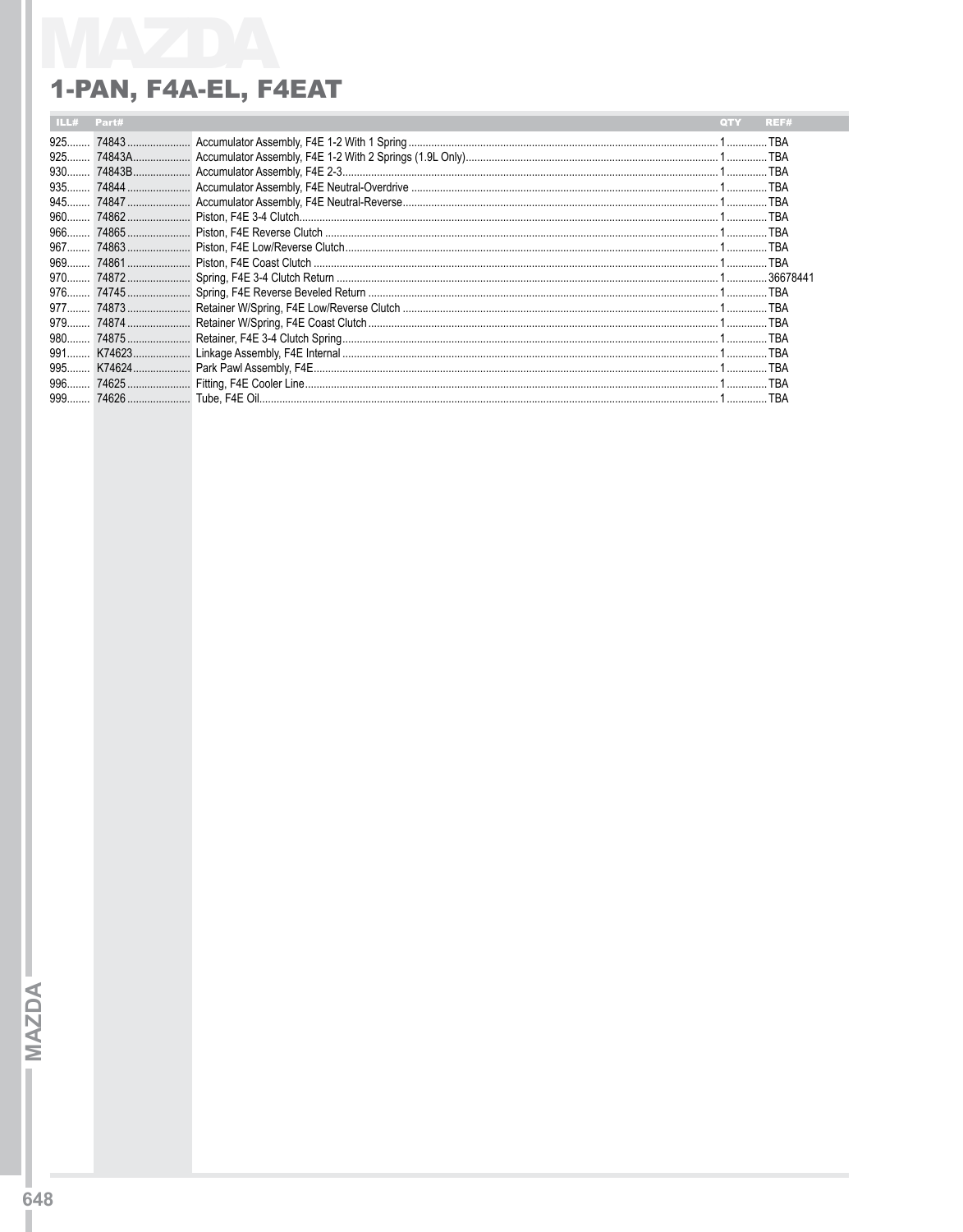# 1-PAN, F4A-EL, F4EAT

| ILL# | Part# | | QTY | REF# |
|---|---|---|---|---|
| 925 | 74843 | Accumulator Assembly, F4E 1-2 With 1 Spring | 1 | TBA |
| 925 | 74843A | Accumulator Assembly, F4E 1-2 With 2 Springs (1.9L Only) | 1 | TBA |
| 930 | 74843B | Accumulator Assembly, F4E 2-3 | 1 | TBA |
| 935 | 74844 | Accumulator Assembly, F4E Neutral-Overdrive | 1 | TBA |
| 945 | 74847 | Accumulator Assembly, F4E Neutral-Reverse | 1 | TBA |
| 960 | 74862 | Piston, F4E 3-4 Clutch | 1 | TBA |
| 966 | 74865 | Piston, F4E Reverse Clutch | 1 | TBA |
| 967 | 74863 | Piston, F4E Low/Reverse Clutch | 1 | TBA |
| 969 | 74861 | Piston, F4E Coast Clutch | 1 | TBA |
| 970 | 74872 | Spring, F4E 3-4 Clutch Return | 1 | 36678441 |
| 976 | 74745 | Spring, F4E Reverse Beveled Return | 1 | TBA |
| 977 | 74873 | Retainer W/Spring, F4E Low/Reverse Clutch | 1 | TBA |
| 979 | 74874 | Retainer W/Spring, F4E Coast Clutch | 1 | TBA |
| 980 | 74875 | Retainer, F4E 3-4 Clutch Spring | 1 | TBA |
| 991 | K74623 | Linkage Assembly, F4E Internal | 1 | TBA |
| 995 | K74624 | Park Pawl Assembly, F4E | 1 | TBA |
| 996 | 74625 | Fitting, F4E Cooler Line | 1 | TBA |
| 999 | 74626 | Tube, F4E Oil | 1 | TBA |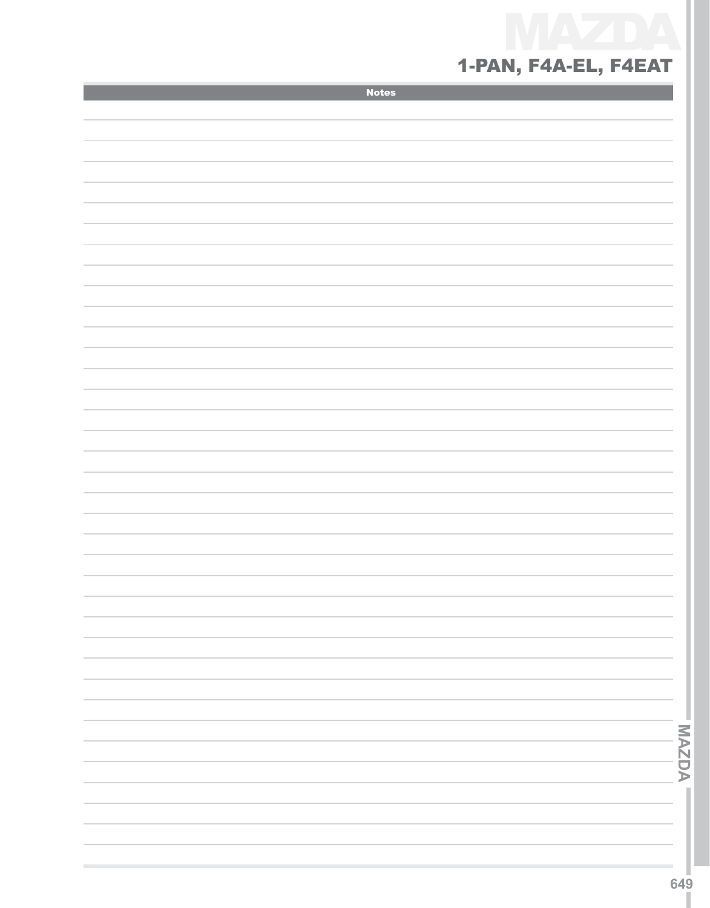## Notes